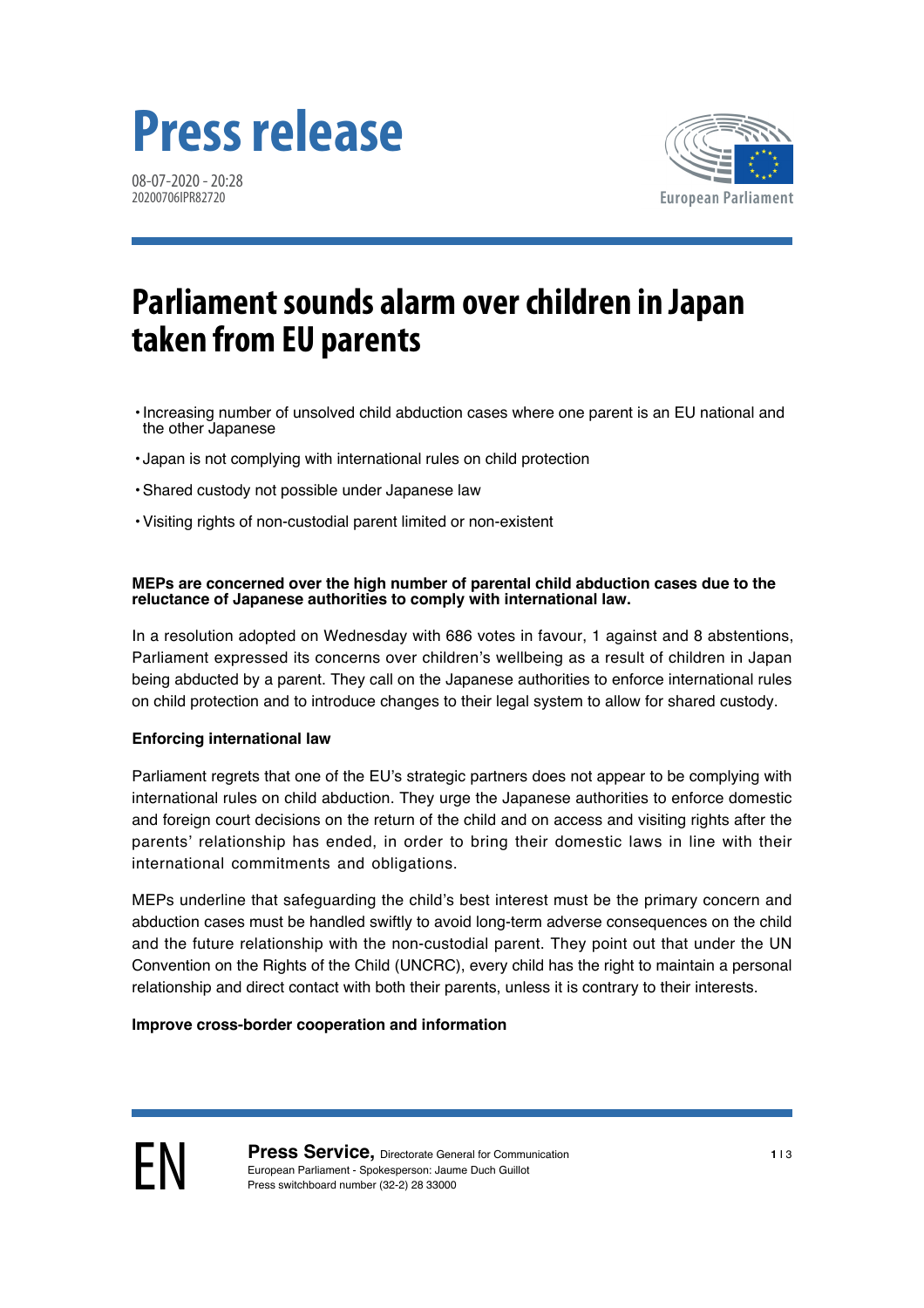# Press release

08-07-2020 - 20:28
20200706IPR82720

# Parliament sounds alarm over children in Japan taken from EU parents

- Increasing number of unsolved child abduction cases where one parent is an EU national and the other Japanese
- Japan is not complying with international rules on child protection
- Shared custody not possible under Japanese law
- Visiting rights of non-custodial parent limited or non-existent

**MEPs are concerned over the high number of parental child abduction cases due to the reluctance of Japanese authorities to comply with international law.**

In a resolution adopted on Wednesday with 686 votes in favour, 1 against and 8 abstentions, Parliament expressed its concerns over children's wellbeing as a result of children in Japan being abducted by a parent. They call on the Japanese authorities to enforce international rules on child protection and to introduce changes to their legal system to allow for shared custody.

### Enforcing international law

Parliament regrets that one of the EU's strategic partners does not appear to be complying with international rules on child abduction. They urge the Japanese authorities to enforce domestic and foreign court decisions on the return of the child and on access and visiting rights after the parents' relationship has ended, in order to bring their domestic laws in line with their international commitments and obligations.

MEPs underline that safeguarding the child's best interest must be the primary concern and abduction cases must be handled swiftly to avoid long-term adverse consequences on the child and the future relationship with the non-custodial parent. They point out that under the UN Convention on the Rights of the Child (UNCRC), every child has the right to maintain a personal relationship and direct contact with both their parents, unless it is contrary to their interests.

### Improve cross-border cooperation and information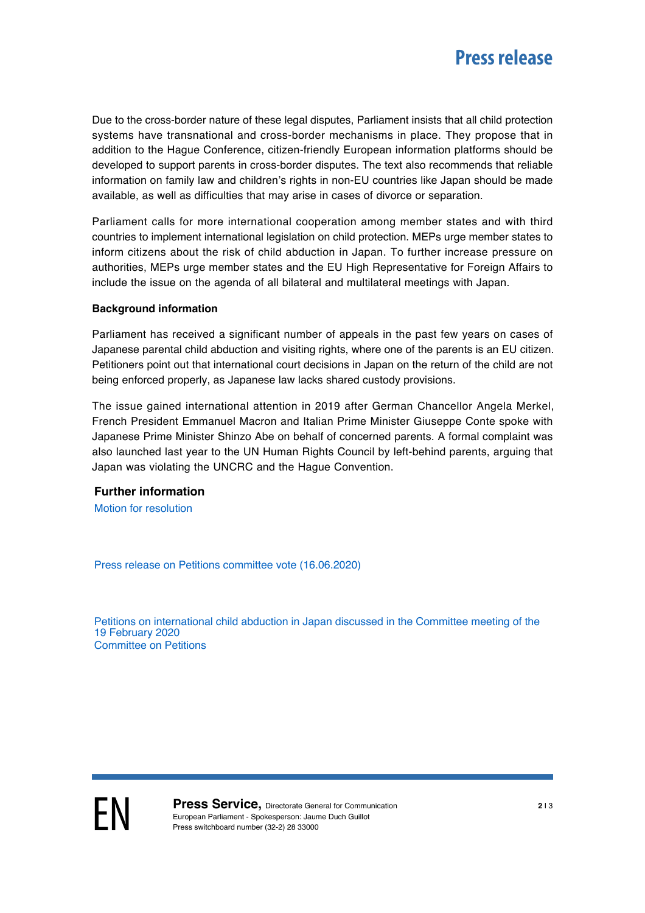Due to the cross-border nature of these legal disputes, Parliament insists that all child protection systems have transnational and cross-border mechanisms in place. They propose that in addition to the Hague Conference, citizen-friendly European information platforms should be developed to support parents in cross-border disputes. The text also recommends that reliable information on family law and children's rights in non-EU countries like Japan should be made available, as well as difficulties that may arise in cases of divorce or separation.

Parliament calls for more international cooperation among member states and with third countries to implement international legislation on child protection. MEPs urge member states to inform citizens about the risk of child abduction in Japan. To further increase pressure on authorities, MEPs urge member states and the EU High Representative for Foreign Affairs to include the issue on the agenda of all bilateral and multilateral meetings with Japan.

**Background information**

Parliament has received a significant number of appeals in the past few years on cases of Japanese parental child abduction and visiting rights, where one of the parents is an EU citizen. Petitioners point out that international court decisions in Japan on the return of the child are not being enforced properly, as Japanese law lacks shared custody provisions.

The issue gained international attention in 2019 after German Chancellor Angela Merkel, French President Emmanuel Macron and Italian Prime Minister Giuseppe Conte spoke with Japanese Prime Minister Shinzo Abe on behalf of concerned parents. A formal complaint was also launched last year to the UN Human Rights Council by left-behind parents, arguing that Japan was violating the UNCRC and the Hague Convention.

## Further information

Motion for resolution

Press release on Petitions committee vote (16.06.2020)

Petitions on international child abduction in Japan discussed in the Committee meeting of the 19 February 2020

Committee on Petitions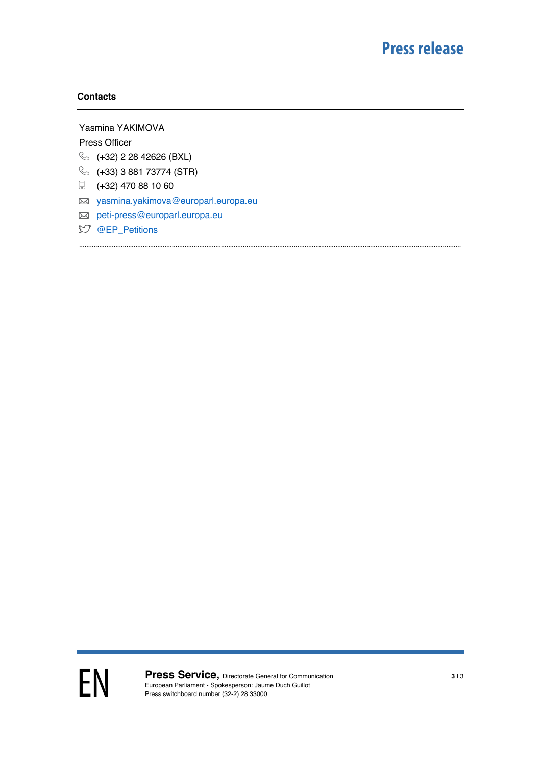#### Contacts

Yasmina YAKIMOVA

Press Officer

(+32) 2 28 42626 (BXL)

(+33) 3 881 73774 (STR)

(+32) 470 88 10 60

yasmina.yakimova@europarl.europa.eu

peti-press@europarl.europa.eu

@EP_Petitions